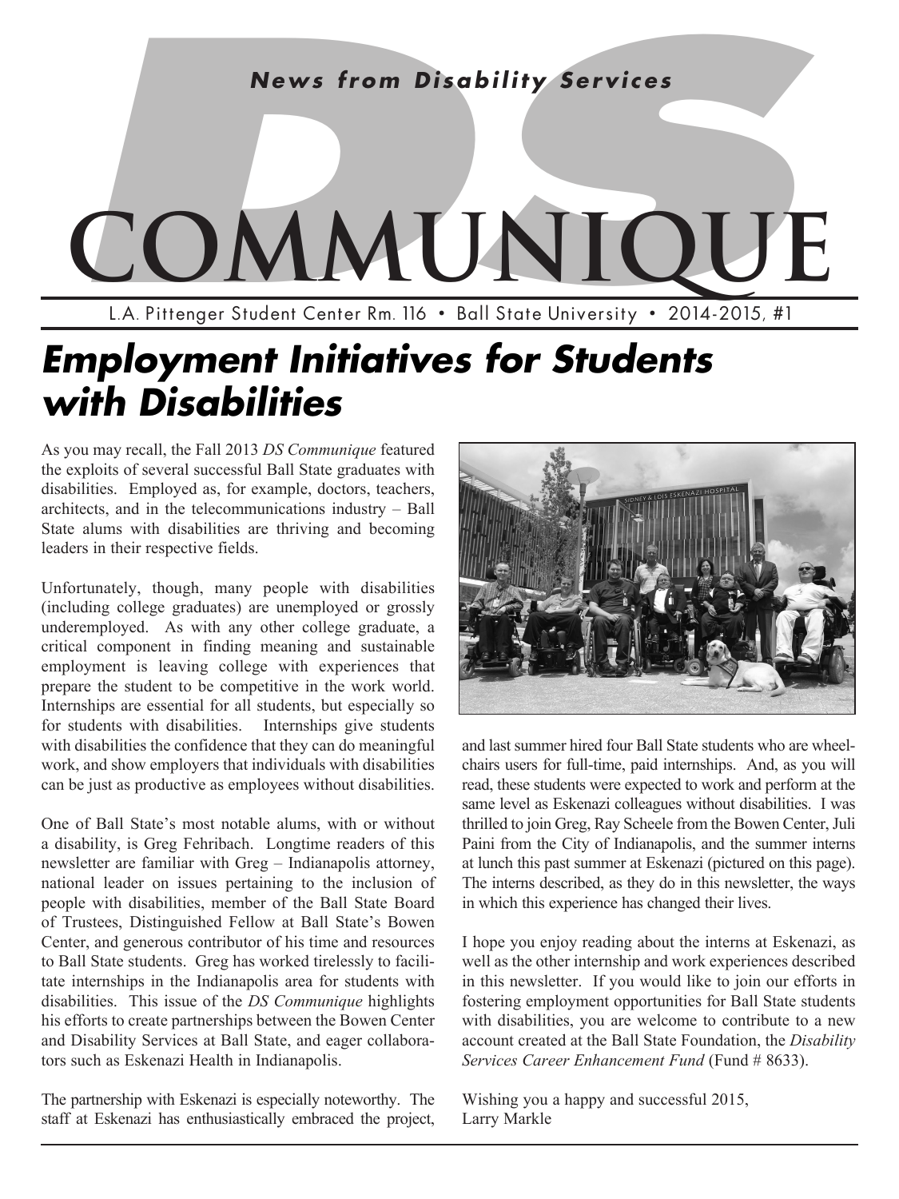*News from Disability Services*

# DS COMMUNIQUE

L.A. Pittenger Student Center Rm. 116 • Ball State University • 2014-2015, #1

## *Employment Initiatives for Students with Disabilities*

As you may recall, the Fall 2013 *DS Communique* featured the exploits of several successful Ball State graduates with disabilities. Employed as, for example, doctors, teachers, architects, and in the telecommunications industry – Ball State alums with disabilities are thriving and becoming leaders in their respective fields.

Unfortunately, though, many people with disabilities (including college graduates) are unemployed or grossly underemployed. As with any other college graduate, a critical component in finding meaning and sustainable employment is leaving college with experiences that prepare the student to be competitive in the work world. Internships are essential for all students, but especially so for students with disabilities. Internships give students with disabilities the confidence that they can do meaningful work, and show employers that individuals with disabilities can be just as productive as employees without disabilities.

One of Ball State's most notable alums, with or without a disability, is Greg Fehribach. Longtime readers of this newsletter are familiar with Greg – Indianapolis attorney, national leader on issues pertaining to the inclusion of people with disabilities, member of the Ball State Board of Trustees, Distinguished Fellow at Ball State's Bowen Center, and generous contributor of his time and resources to Ball State students. Greg has worked tirelessly to facilitate internships in the Indianapolis area for students with disabilities. This issue of the *DS Communique* highlights his efforts to create partnerships between the Bowen Center and Disability Services at Ball State, and eager collaborators such as Eskenazi Health in Indianapolis.

The partnership with Eskenazi is especially noteworthy. The staff at Eskenazi has enthusiastically embraced the project, and last summer hired four Ball State students who are wheelchairs users for full-time, paid internships. And, as you will read, these students were expected to work and perform at the same level as Eskenazi colleagues without disabilities. I was thrilled to join Greg, Ray Scheele from the Bowen Center, Juli Paini from the City of Indianapolis, and the summer interns at lunch this past summer at Eskenazi (pictured on this page). The interns described, as they do in this newsletter, the ways in which this experience has changed their lives.

I hope you enjoy reading about the interns at Eskenazi, as well as the other internship and work experiences described in this newsletter. If you would like to join our efforts in fostering employment opportunities for Ball State students with disabilities, you are welcome to contribute to a new account created at the Ball State Foundation, the *Disability Services Career Enhancement Fund* (Fund # 8633).

Wishing you a happy and successful 2015,
Larry Markle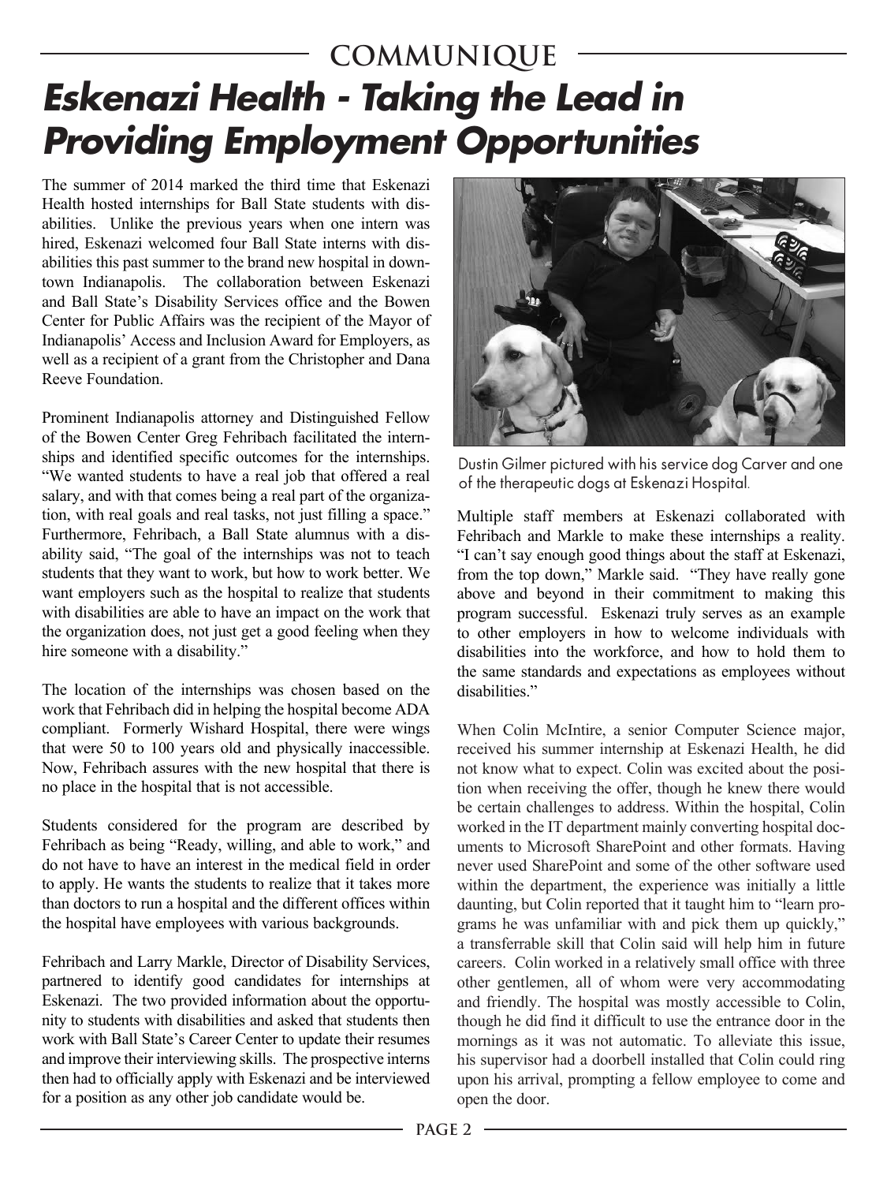# Eskenazi Health - Taking the Lead in Providing Employment Opportunities

The summer of 2014 marked the third time that Eskenazi Health hosted internships for Ball State students with disabilities. Unlike the previous years when one intern was hired, Eskenazi welcomed four Ball State interns with disabilities this past summer to the brand new hospital in downtown Indianapolis. The collaboration between Eskenazi and Ball State's Disability Services office and the Bowen Center for Public Affairs was the recipient of the Mayor of Indianapolis' Access and Inclusion Award for Employers, as well as a recipient of a grant from the Christopher and Dana Reeve Foundation.

Prominent Indianapolis attorney and Distinguished Fellow of the Bowen Center Greg Fehribach facilitated the internships and identified specific outcomes for the internships. "We wanted students to have a real job that offered a real salary, and with that comes being a real part of the organization, with real goals and real tasks, not just filling a space." Furthermore, Fehribach, a Ball State alumnus with a disability said, "The goal of the internships was not to teach students that they want to work, but how to work better. We want employers such as the hospital to realize that students with disabilities are able to have an impact on the work that the organization does, not just get a good feeling when they hire someone with a disability."

The location of the internships was chosen based on the work that Fehribach did in helping the hospital become ADA compliant. Formerly Wishard Hospital, there were wings that were 50 to 100 years old and physically inaccessible. Now, Fehribach assures with the new hospital that there is no place in the hospital that is not accessible.

Students considered for the program are described by Fehribach as being "Ready, willing, and able to work," and do not have to have an interest in the medical field in order to apply. He wants the students to realize that it takes more than doctors to run a hospital and the different offices within the hospital have employees with various backgrounds.

Fehribach and Larry Markle, Director of Disability Services, partnered to identify good candidates for internships at Eskenazi. The two provided information about the opportunity to students with disabilities and asked that students then work with Ball State's Career Center to update their resumes and improve their interviewing skills. The prospective interns then had to officially apply with Eskenazi and be interviewed for a position as any other job candidate would be.

Dustin Gilmer pictured with his service dog Carver and one of the therapeutic dogs at Eskenazi Hospital.

Multiple staff members at Eskenazi collaborated with Fehribach and Markle to make these internships a reality. "I can't say enough good things about the staff at Eskenazi, from the top down," Markle said. "They have really gone above and beyond in their commitment to making this program successful. Eskenazi truly serves as an example to other employers in how to welcome individuals with disabilities into the workforce, and how to hold them to the same standards and expectations as employees without disabilities."

When Colin McIntire, a senior Computer Science major, received his summer internship at Eskenazi Health, he did not know what to expect. Colin was excited about the position when receiving the offer, though he knew there would be certain challenges to address. Within the hospital, Colin worked in the IT department mainly converting hospital documents to Microsoft SharePoint and other formats. Having never used SharePoint and some of the other software used within the department, the experience was initially a little daunting, but Colin reported that it taught him to "learn programs he was unfamiliar with and pick them up quickly," a transferrable skill that Colin said will help him in future careers. Colin worked in a relatively small office with three other gentlemen, all of whom were very accommodating and friendly. The hospital was mostly accessible to Colin, though he did find it difficult to use the entrance door in the mornings as it was not automatic. To alleviate this issue, his supervisor had a doorbell installed that Colin could ring upon his arrival, prompting a fellow employee to come and open the door.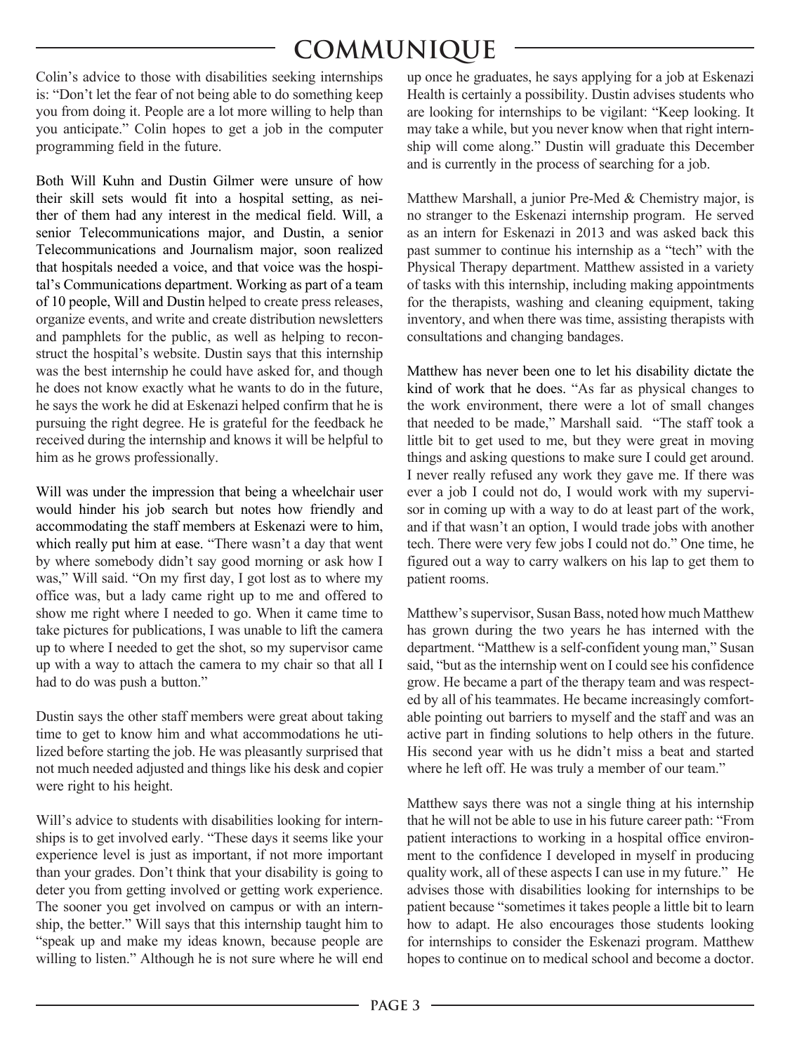Colin's advice to those with disabilities seeking internships is: "Don't let the fear of not being able to do something keep you from doing it. People are a lot more willing to help than you anticipate." Colin hopes to get a job in the computer programming field in the future.

Both Will Kuhn and Dustin Gilmer were unsure of how their skill sets would fit into a hospital setting, as neither of them had any interest in the medical field. Will, a senior Telecommunications major, and Dustin, a senior Telecommunications and Journalism major, soon realized that hospitals needed a voice, and that voice was the hospital's Communications department. Working as part of a team of 10 people, Will and Dustin helped to create press releases, organize events, and write and create distribution newsletters and pamphlets for the public, as well as helping to reconstruct the hospital's website. Dustin says that this internship was the best internship he could have asked for, and though he does not know exactly what he wants to do in the future, he says the work he did at Eskenazi helped confirm that he is pursuing the right degree. He is grateful for the feedback he received during the internship and knows it will be helpful to him as he grows professionally.

Will was under the impression that being a wheelchair user would hinder his job search but notes how friendly and accommodating the staff members at Eskenazi were to him, which really put him at ease. "There wasn't a day that went by where somebody didn't say good morning or ask how I was," Will said. "On my first day, I got lost as to where my office was, but a lady came right up to me and offered to show me right where I needed to go. When it came time to take pictures for publications, I was unable to lift the camera up to where I needed to get the shot, so my supervisor came up with a way to attach the camera to my chair so that all I had to do was push a button."

Dustin says the other staff members were great about taking time to get to know him and what accommodations he utilized before starting the job. He was pleasantly surprised that not much needed adjusted and things like his desk and copier were right to his height.

Will's advice to students with disabilities looking for internships is to get involved early. "These days it seems like your experience level is just as important, if not more important than your grades. Don't think that your disability is going to deter you from getting involved or getting work experience. The sooner you get involved on campus or with an internship, the better." Will says that this internship taught him to "speak up and make my ideas known, because people are willing to listen." Although he is not sure where he will end up once he graduates, he says applying for a job at Eskenazi Health is certainly a possibility. Dustin advises students who are looking for internships to be vigilant: "Keep looking. It may take a while, but you never know when that right internship will come along." Dustin will graduate this December and is currently in the process of searching for a job.

Matthew Marshall, a junior Pre-Med & Chemistry major, is no stranger to the Eskenazi internship program. He served as an intern for Eskenazi in 2013 and was asked back this past summer to continue his internship as a "tech" with the Physical Therapy department. Matthew assisted in a variety of tasks with this internship, including making appointments for the therapists, washing and cleaning equipment, taking inventory, and when there was time, assisting therapists with consultations and changing bandages.

Matthew has never been one to let his disability dictate the kind of work that he does. "As far as physical changes to the work environment, there were a lot of small changes that needed to be made," Marshall said. "The staff took a little bit to get used to me, but they were great in moving things and asking questions to make sure I could get around. I never really refused any work they gave me. If there was ever a job I could not do, I would work with my supervisor in coming up with a way to do at least part of the work, and if that wasn't an option, I would trade jobs with another tech. There were very few jobs I could not do." One time, he figured out a way to carry walkers on his lap to get them to patient rooms.

Matthew's supervisor, Susan Bass, noted how much Matthew has grown during the two years he has interned with the department. "Matthew is a self-confident young man," Susan said, "but as the internship went on I could see his confidence grow. He became a part of the therapy team and was respected by all of his teammates. He became increasingly comfortable pointing out barriers to myself and the staff and was an active part in finding solutions to help others in the future. His second year with us he didn't miss a beat and started where he left off. He was truly a member of our team."

Matthew says there was not a single thing at his internship that he will not be able to use in his future career path: "From patient interactions to working in a hospital office environment to the confidence I developed in myself in producing quality work, all of these aspects I can use in my future." He advises those with disabilities looking for internships to be patient because "sometimes it takes people a little bit to learn how to adapt. He also encourages those students looking for internships to consider the Eskenazi program. Matthew hopes to continue on to medical school and become a doctor.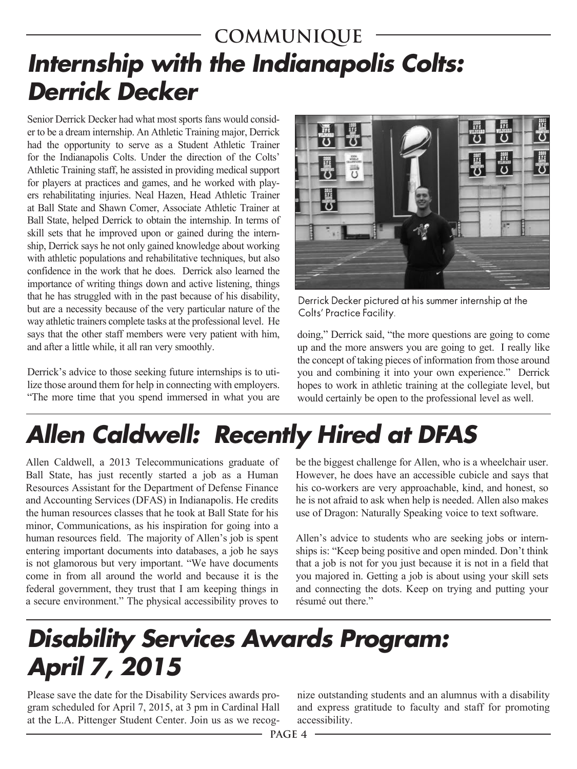# Internship with the Indianapolis Colts: Derrick Decker

Senior Derrick Decker had what most sports fans would consider to be a dream internship. An Athletic Training major, Derrick had the opportunity to serve as a Student Athletic Trainer for the Indianapolis Colts. Under the direction of the Colts' Athletic Training staff, he assisted in providing medical support for players at practices and games, and he worked with players rehabilitating injuries. Neal Hazen, Head Athletic Trainer at Ball State and Shawn Comer, Associate Athletic Trainer at Ball State, helped Derrick to obtain the internship. In terms of skill sets that he improved upon or gained during the internship, Derrick says he not only gained knowledge about working with athletic populations and rehabilitative techniques, but also confidence in the work that he does. Derrick also learned the importance of writing things down and active listening, things that he has struggled with in the past because of his disability, but are a necessity because of the very particular nature of the way athletic trainers complete tasks at the professional level. He says that the other staff members were very patient with him, and after a little while, it all ran very smoothly.

Derrick's advice to those seeking future internships is to utilize those around them for help in connecting with employers. "The more time that you spend immersed in what you are doing," Derrick said, "the more questions are going to come up and the more answers you are going to get. I really like the concept of taking pieces of information from those around you and combining it into your own experience." Derrick hopes to work in athletic training at the collegiate level, but would certainly be open to the professional level as well.

Derrick Decker pictured at his summer internship at the Colts' Practice Facility.

# Allen Caldwell: Recently Hired at DFAS

Allen Caldwell, a 2013 Telecommunications graduate of Ball State, has just recently started a job as a Human Resources Assistant for the Department of Defense Finance and Accounting Services (DFAS) in Indianapolis. He credits the human resources classes that he took at Ball State for his minor, Communications, as his inspiration for going into a human resources field. The majority of Allen's job is spent entering important documents into databases, a job he says is not glamorous but very important. "We have documents come in from all around the world and because it is the federal government, they trust that I am keeping things in a secure environment." The physical accessibility proves to be the biggest challenge for Allen, who is a wheelchair user. However, he does have an accessible cubicle and says that his co-workers are very approachable, kind, and honest, so he is not afraid to ask when help is needed. Allen also makes use of Dragon: Naturally Speaking voice to text software.

Allen's advice to students who are seeking jobs or internships is: "Keep being positive and open minded. Don't think that a job is not for you just because it is not in a field that you majored in. Getting a job is about using your skill sets and connecting the dots. Keep on trying and putting your résumé out there."

# Disability Services Awards Program: April 7, 2015

Please save the date for the Disability Services awards program scheduled for April 7, 2015, at 3 pm in Cardinal Hall at the L.A. Pittenger Student Center. Join us as we recognize outstanding students and an alumnus with a disability and express gratitude to faculty and staff for promoting accessibility.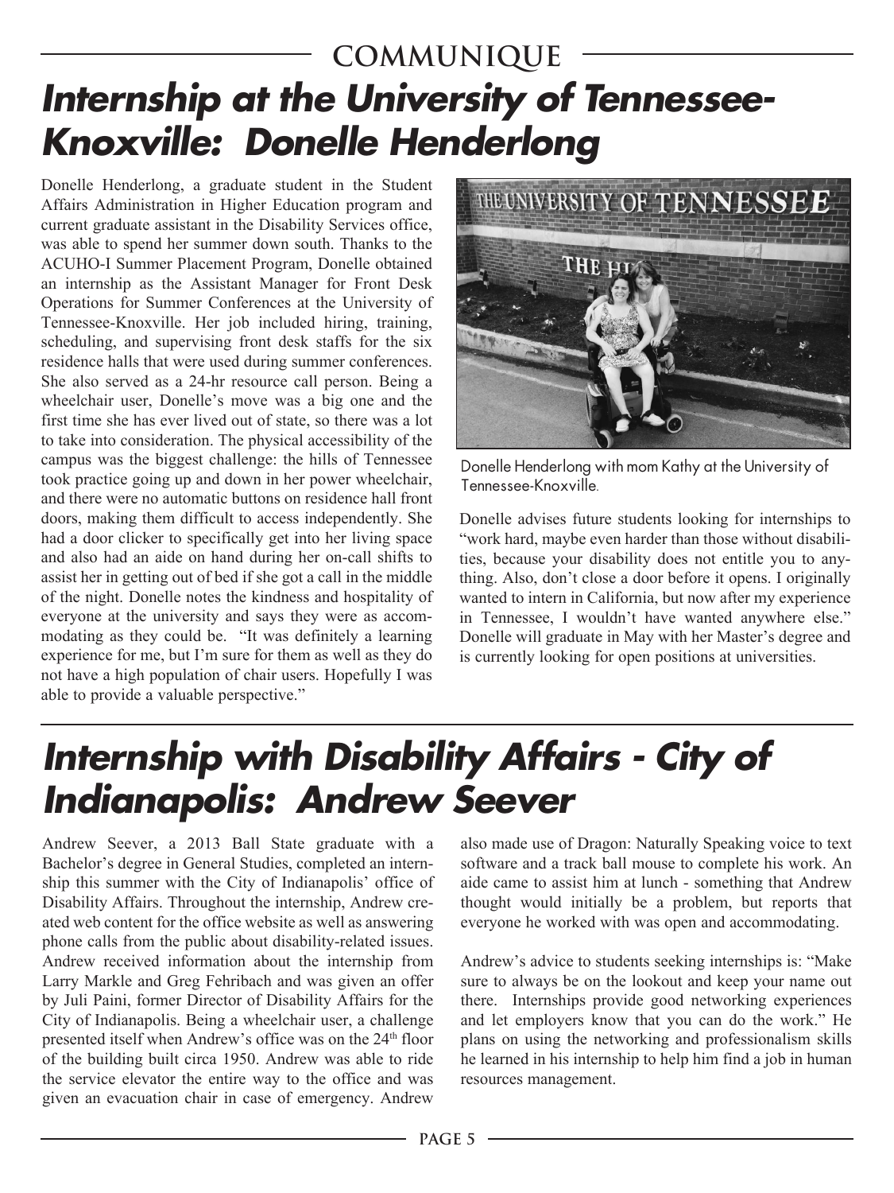# Internship at the University of Tennessee-Knoxville: Donelle Henderlong

Donelle Henderlong, a graduate student in the Student Affairs Administration in Higher Education program and current graduate assistant in the Disability Services office, was able to spend her summer down south. Thanks to the ACUHO-I Summer Placement Program, Donelle obtained an internship as the Assistant Manager for Front Desk Operations for Summer Conferences at the University of Tennessee-Knoxville. Her job included hiring, training, scheduling, and supervising front desk staffs for the six residence halls that were used during summer conferences. She also served as a 24-hr resource call person. Being a wheelchair user, Donelle's move was a big one and the first time she has ever lived out of state, so there was a lot to take into consideration. The physical accessibility of the campus was the biggest challenge: the hills of Tennessee took practice going up and down in her power wheelchair, and there were no automatic buttons on residence hall front doors, making them difficult to access independently. She had a door clicker to specifically get into her living space and also had an aide on hand during her on-call shifts to assist her in getting out of bed if she got a call in the middle of the night. Donelle notes the kindness and hospitality of everyone at the university and says they were as accommodating as they could be. "It was definitely a learning experience for me, but I'm sure for them as well as they do not have a high population of chair users. Hopefully I was able to provide a valuable perspective."

Donelle Henderlong with mom Kathy at the University of Tennessee-Knoxville.

Donelle advises future students looking for internships to "work hard, maybe even harder than those without disabilities, because your disability does not entitle you to anything. Also, don't close a door before it opens. I originally wanted to intern in California, but now after my experience in Tennessee, I wouldn't have wanted anywhere else." Donelle will graduate in May with her Master's degree and is currently looking for open positions at universities.

# Internship with Disability Affairs - City of Indianapolis: Andrew Seever

Andrew Seever, a 2013 Ball State graduate with a Bachelor's degree in General Studies, completed an internship this summer with the City of Indianapolis' office of Disability Affairs. Throughout the internship, Andrew created web content for the office website as well as answering phone calls from the public about disability-related issues. Andrew received information about the internship from Larry Markle and Greg Fehribach and was given an offer by Juli Paini, former Director of Disability Affairs for the City of Indianapolis. Being a wheelchair user, a challenge presented itself when Andrew's office was on the 24th floor of the building built circa 1950. Andrew was able to ride the service elevator the entire way to the office and was given an evacuation chair in case of emergency. Andrew also made use of Dragon: Naturally Speaking voice to text software and a track ball mouse to complete his work. An aide came to assist him at lunch - something that Andrew thought would initially be a problem, but reports that everyone he worked with was open and accommodating.

Andrew's advice to students seeking internships is: "Make sure to always be on the lookout and keep your name out there. Internships provide good networking experiences and let employers know that you can do the work." He plans on using the networking and professionalism skills he learned in his internship to help him find a job in human resources management.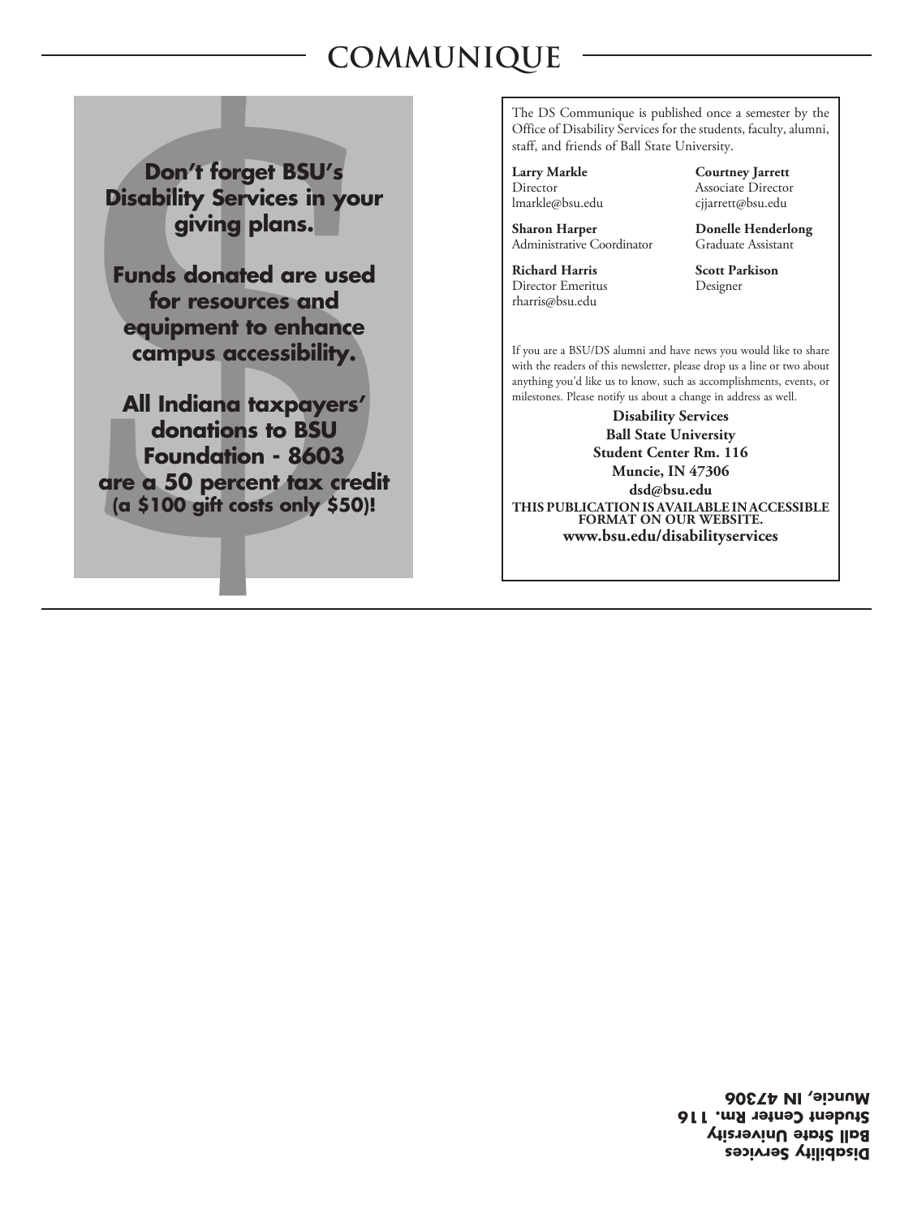**Don't forget BSU's Disability Services in your giving plans.**

**Funds donated are used for resources and equipment to enhance campus accessibility.**

**All Indiana taxpayers' donations to BSU Foundation - 8603 are a 50 percent tax credit (a $100 gift costs only $50)!**

The DS Communique is published once a semester by the Office of Disability Services for the students, faculty, alumni, staff, and friends of Ball State University.

**Larry Markle**
Director
lmarkle@bsu.edu

**Courtney Jarrett**
Associate Director
cjjarrett@bsu.edu

**Sharon Harper**
Administrative Coordinator

**Donelle Henderlong**
Graduate Assistant

**Richard Harris**
Director Emeritus
rharris@bsu.edu

**Scott Parkison**
Designer

If you are a BSU/DS alumni and have news you would like to share with the readers of this newsletter, please drop us a line or two about anything you'd like us to know, such as accomplishments, events, or milestones. Please notify us about a change in address as well.

**Disability Services**
**Ball State University**
**Student Center Rm. 116**
**Muncie, IN 47306**
**dsd@bsu.edu**

**THIS PUBLICATION IS AVAILABLE IN ACCESSIBLE FORMAT ON OUR WEBSITE.**
**www.bsu.edu/disabilityservices**

**Disability Services**
**Ball State University**
**Student Center Rm. 116**
**Muncie, IN 47306**